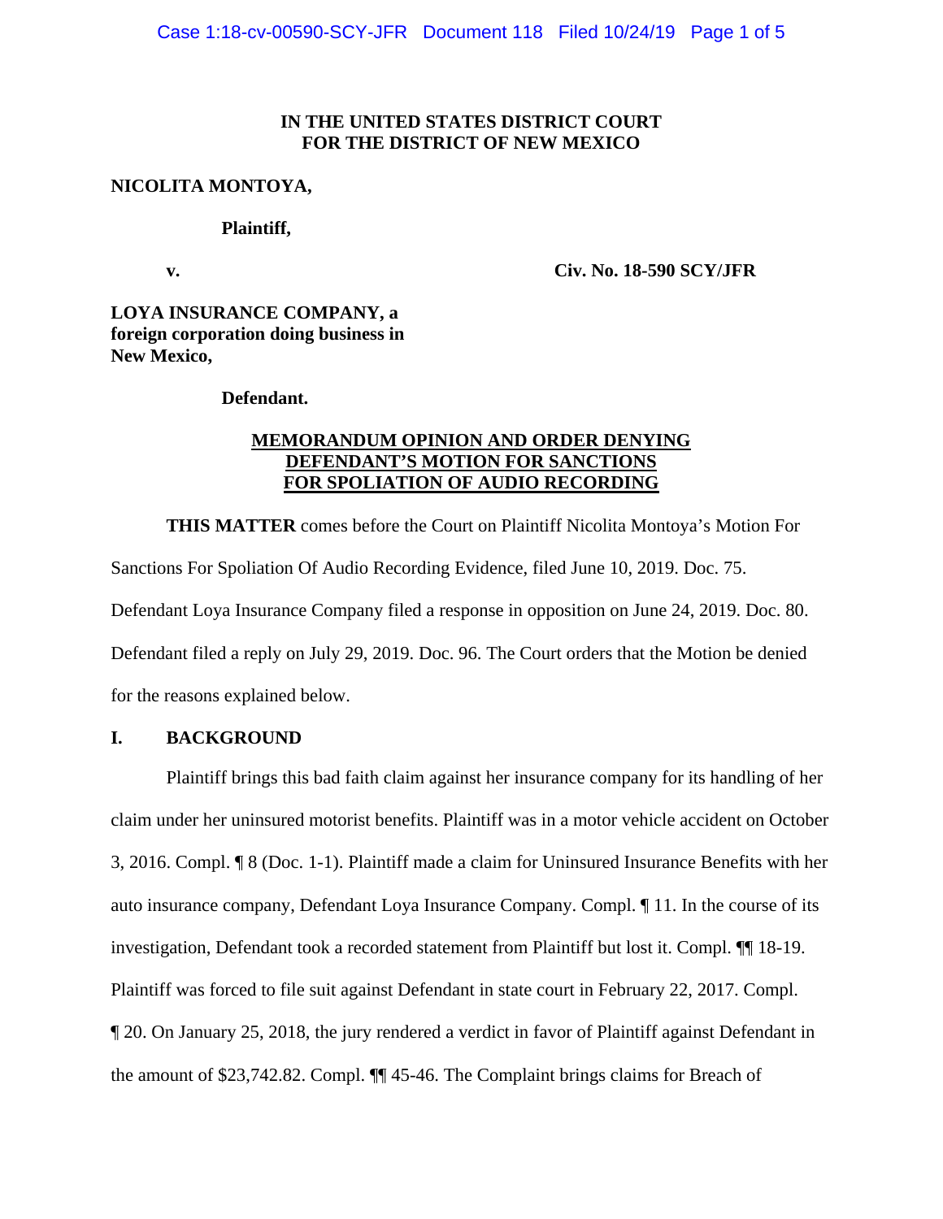**IN THE UNITED STATES DISTRICT COURT**
**FOR THE DISTRICT OF NEW MEXICO**

**NICOLITA MONTOYA,**

**Plaintiff,**

**v.** **Civ. No. 18-590 SCY/JFR**

**LOYA INSURANCE COMPANY, a foreign corporation doing business in New Mexico,**

**Defendant.**

**MEMORANDUM OPINION AND ORDER DENYING DEFENDANT'S MOTION FOR SANCTIONS FOR SPOLIATION OF AUDIO RECORDING**

**THIS MATTER** comes before the Court on Plaintiff Nicolita Montoya's Motion For Sanctions For Spoliation Of Audio Recording Evidence, filed June 10, 2019. Doc. 75. Defendant Loya Insurance Company filed a response in opposition on June 24, 2019. Doc. 80. Defendant filed a reply on July 29, 2019. Doc. 96. The Court orders that the Motion be denied for the reasons explained below.

## I. BACKGROUND

Plaintiff brings this bad faith claim against her insurance company for its handling of her claim under her uninsured motorist benefits. Plaintiff was in a motor vehicle accident on October 3, 2016. Compl. ¶ 8 (Doc. 1-1). Plaintiff made a claim for Uninsured Insurance Benefits with her auto insurance company, Defendant Loya Insurance Company. Compl. ¶ 11. In the course of its investigation, Defendant took a recorded statement from Plaintiff but lost it. Compl. ¶¶ 18-19. Plaintiff was forced to file suit against Defendant in state court in February 22, 2017. Compl. ¶ 20. On January 25, 2018, the jury rendered a verdict in favor of Plaintiff against Defendant in the amount of $23,742.82. Compl. ¶¶ 45-46. The Complaint brings claims for Breach of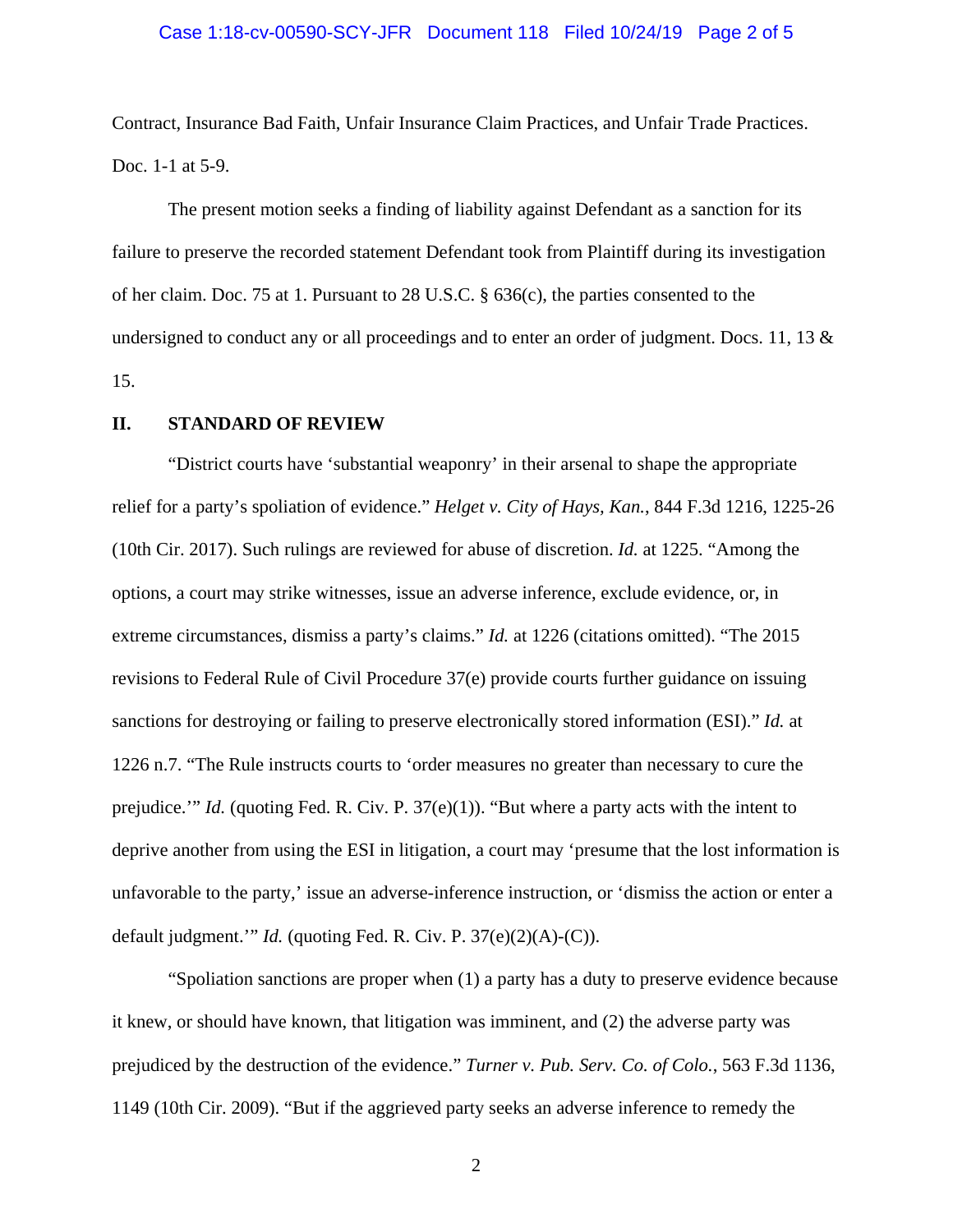Contract, Insurance Bad Faith, Unfair Insurance Claim Practices, and Unfair Trade Practices. Doc. 1-1 at 5-9.

The present motion seeks a finding of liability against Defendant as a sanction for its failure to preserve the recorded statement Defendant took from Plaintiff during its investigation of her claim. Doc. 75 at 1. Pursuant to 28 U.S.C. § 636(c), the parties consented to the undersigned to conduct any or all proceedings and to enter an order of judgment. Docs. 11, 13 & 15.

## II. STANDARD OF REVIEW

"District courts have 'substantial weaponry' in their arsenal to shape the appropriate relief for a party's spoliation of evidence." *Helget v. City of Hays, Kan.*, 844 F.3d 1216, 1225-26 (10th Cir. 2017). Such rulings are reviewed for abuse of discretion. *Id.* at 1225. "Among the options, a court may strike witnesses, issue an adverse inference, exclude evidence, or, in extreme circumstances, dismiss a party's claims." *Id.* at 1226 (citations omitted). "The 2015 revisions to Federal Rule of Civil Procedure 37(e) provide courts further guidance on issuing sanctions for destroying or failing to preserve electronically stored information (ESI)." *Id.* at 1226 n.7. "The Rule instructs courts to 'order measures no greater than necessary to cure the prejudice.'" *Id.* (quoting Fed. R. Civ. P. 37(e)(1)). "But where a party acts with the intent to deprive another from using the ESI in litigation, a court may 'presume that the lost information is unfavorable to the party,' issue an adverse-inference instruction, or 'dismiss the action or enter a default judgment.'" *Id.* (quoting Fed. R. Civ. P. 37(e)(2)(A)-(C)).

"Spoliation sanctions are proper when (1) a party has a duty to preserve evidence because it knew, or should have known, that litigation was imminent, and (2) the adverse party was prejudiced by the destruction of the evidence." *Turner v. Pub. Serv. Co. of Colo.*, 563 F.3d 1136, 1149 (10th Cir. 2009). "But if the aggrieved party seeks an adverse inference to remedy the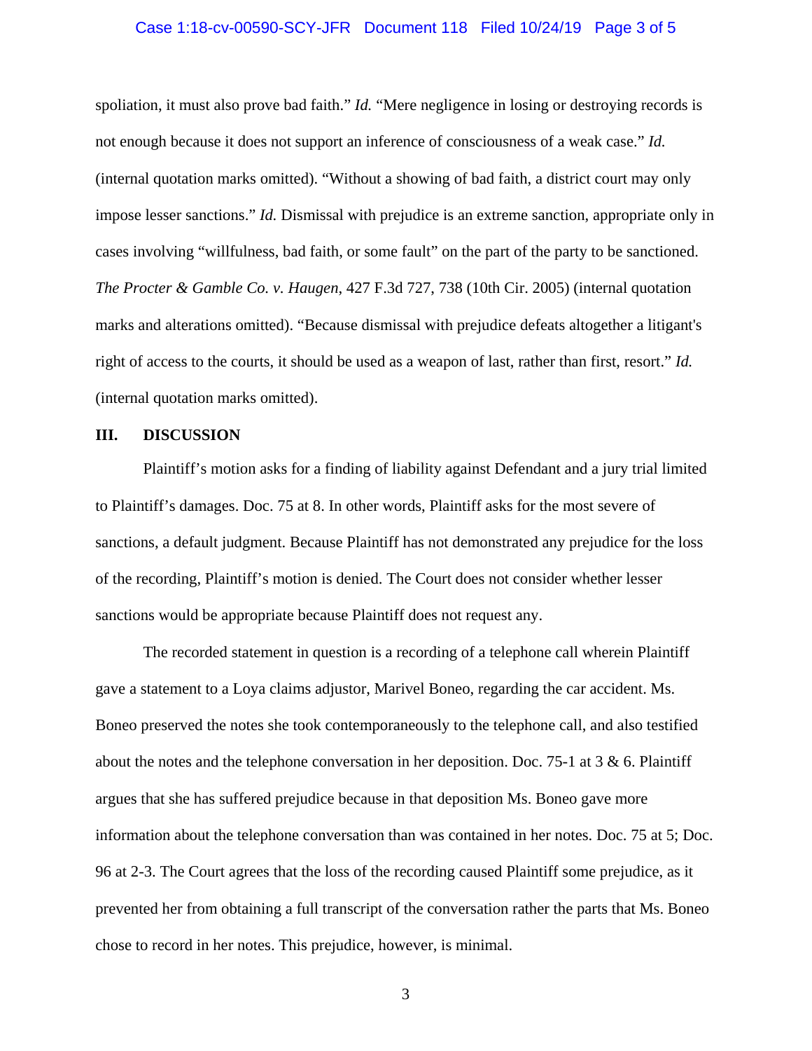spoliation, it must also prove bad faith." *Id.* "Mere negligence in losing or destroying records is not enough because it does not support an inference of consciousness of a weak case." *Id.* (internal quotation marks omitted). "Without a showing of bad faith, a district court may only impose lesser sanctions." *Id.* Dismissal with prejudice is an extreme sanction, appropriate only in cases involving "willfulness, bad faith, or some fault" on the part of the party to be sanctioned. *The Procter & Gamble Co. v. Haugen*, 427 F.3d 727, 738 (10th Cir. 2005) (internal quotation marks and alterations omitted). "Because dismissal with prejudice defeats altogether a litigant's right of access to the courts, it should be used as a weapon of last, rather than first, resort." *Id.* (internal quotation marks omitted).

## III. DISCUSSION

Plaintiff's motion asks for a finding of liability against Defendant and a jury trial limited to Plaintiff's damages. Doc. 75 at 8. In other words, Plaintiff asks for the most severe of sanctions, a default judgment. Because Plaintiff has not demonstrated any prejudice for the loss of the recording, Plaintiff's motion is denied. The Court does not consider whether lesser sanctions would be appropriate because Plaintiff does not request any.

The recorded statement in question is a recording of a telephone call wherein Plaintiff gave a statement to a Loya claims adjustor, Marivel Boneo, regarding the car accident. Ms. Boneo preserved the notes she took contemporaneously to the telephone call, and also testified about the notes and the telephone conversation in her deposition. Doc. 75-1 at 3 & 6. Plaintiff argues that she has suffered prejudice because in that deposition Ms. Boneo gave more information about the telephone conversation than was contained in her notes. Doc. 75 at 5; Doc. 96 at 2-3. The Court agrees that the loss of the recording caused Plaintiff some prejudice, as it prevented her from obtaining a full transcript of the conversation rather the parts that Ms. Boneo chose to record in her notes. This prejudice, however, is minimal.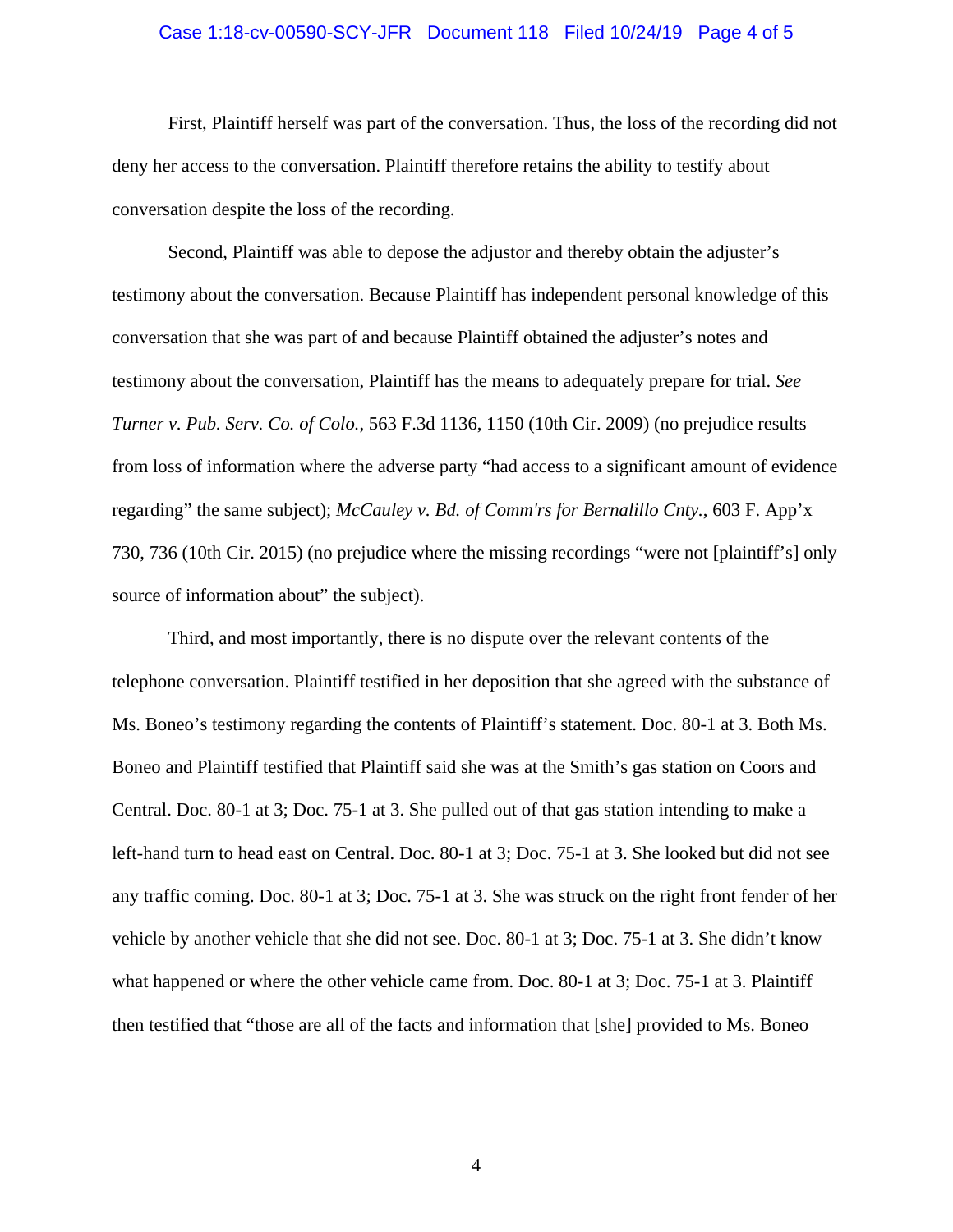First, Plaintiff herself was part of the conversation. Thus, the loss of the recording did not deny her access to the conversation. Plaintiff therefore retains the ability to testify about conversation despite the loss of the recording.

Second, Plaintiff was able to depose the adjustor and thereby obtain the adjuster's testimony about the conversation. Because Plaintiff has independent personal knowledge of this conversation that she was part of and because Plaintiff obtained the adjuster's notes and testimony about the conversation, Plaintiff has the means to adequately prepare for trial. *See Turner v. Pub. Serv. Co. of Colo.*, 563 F.3d 1136, 1150 (10th Cir. 2009) (no prejudice results from loss of information where the adverse party "had access to a significant amount of evidence regarding" the same subject); *McCauley v. Bd. of Comm'rs for Bernalillo Cnty.*, 603 F. App'x 730, 736 (10th Cir. 2015) (no prejudice where the missing recordings "were not [plaintiff's] only source of information about" the subject).

Third, and most importantly, there is no dispute over the relevant contents of the telephone conversation. Plaintiff testified in her deposition that she agreed with the substance of Ms. Boneo's testimony regarding the contents of Plaintiff's statement. Doc. 80-1 at 3. Both Ms. Boneo and Plaintiff testified that Plaintiff said she was at the Smith's gas station on Coors and Central. Doc. 80-1 at 3; Doc. 75-1 at 3. She pulled out of that gas station intending to make a left-hand turn to head east on Central. Doc. 80-1 at 3; Doc. 75-1 at 3. She looked but did not see any traffic coming. Doc. 80-1 at 3; Doc. 75-1 at 3. She was struck on the right front fender of her vehicle by another vehicle that she did not see. Doc. 80-1 at 3; Doc. 75-1 at 3. She didn't know what happened or where the other vehicle came from. Doc. 80-1 at 3; Doc. 75-1 at 3. Plaintiff then testified that "those are all of the facts and information that [she] provided to Ms. Boneo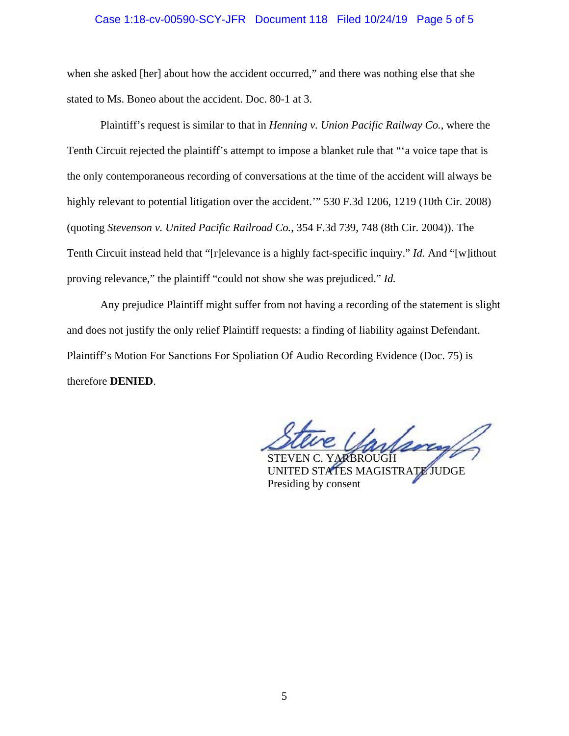when she asked [her] about how the accident occurred," and there was nothing else that she stated to Ms. Boneo about the accident. Doc. 80-1 at 3.

Plaintiff's request is similar to that in *Henning v. Union Pacific Railway Co.*, where the Tenth Circuit rejected the plaintiff's attempt to impose a blanket rule that "'a voice tape that is the only contemporaneous recording of conversations at the time of the accident will always be highly relevant to potential litigation over the accident.'" 530 F.3d 1206, 1219 (10th Cir. 2008) (quoting *Stevenson v. United Pacific Railroad Co.*, 354 F.3d 739, 748 (8th Cir. 2004)). The Tenth Circuit instead held that "[r]elevance is a highly fact-specific inquiry." *Id.* And "[w]ithout proving relevance," the plaintiff "could not show she was prejudiced." *Id.*

Any prejudice Plaintiff might suffer from not having a recording of the statement is slight and does not justify the only relief Plaintiff requests: a finding of liability against Defendant. Plaintiff's Motion For Sanctions For Spoliation Of Audio Recording Evidence (Doc. 75) is therefore **DENIED**.

STEVEN C. YARBROUGH
UNITED STATES MAGISTRATE JUDGE
Presiding by consent